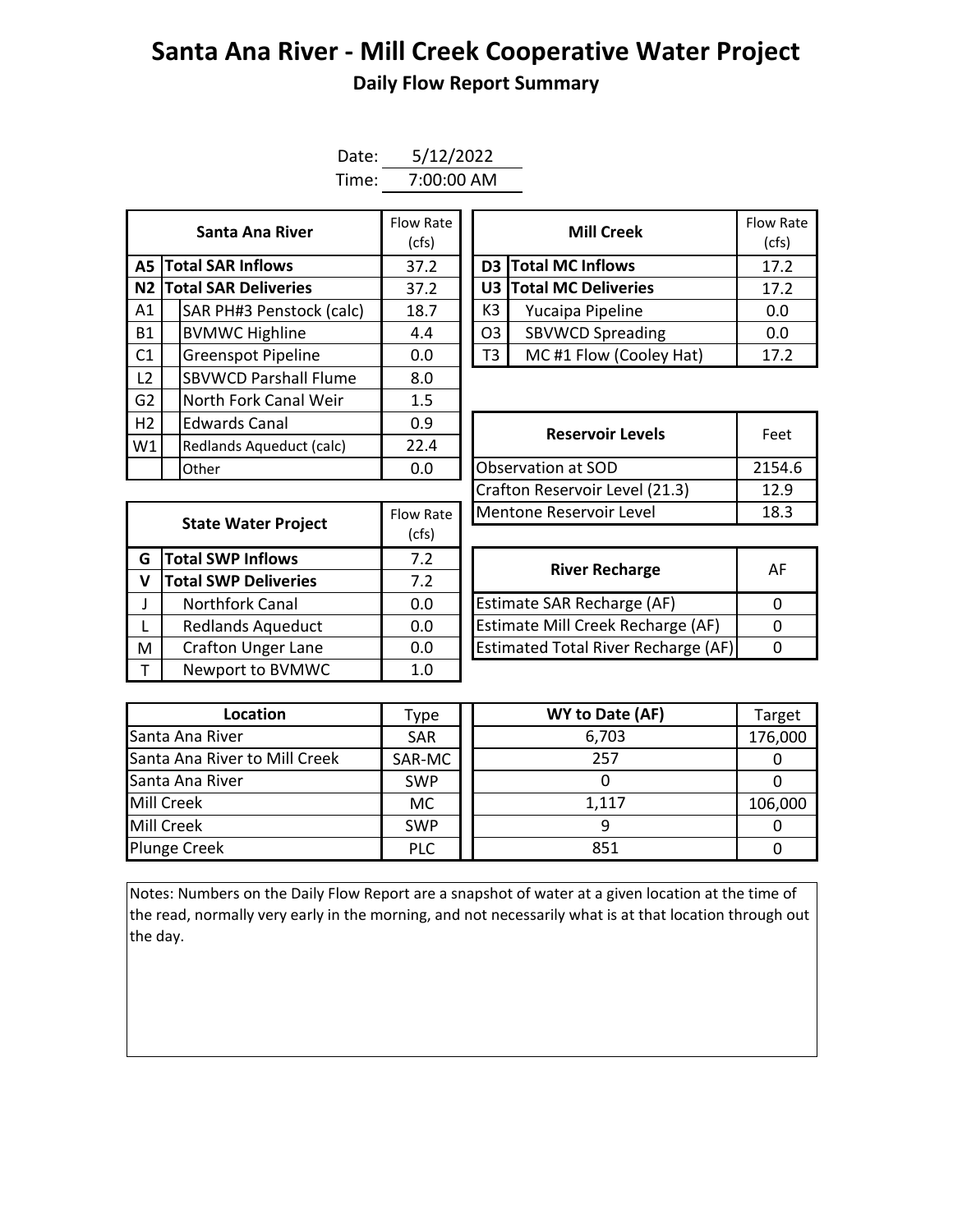# Santa Ana River - Mill Creek Cooperative Water Project

## Daily Flow Report Summary

Date: 5/12/2022

Time: 7:00:00 AM

| | Santa Ana River | Flow Rate (cfs) |
|---|---|---|
| **A5** | **Total SAR Inflows** | 37.2 |
| **N2** | **Total SAR Deliveries** | 37.2 |
| A1 | SAR PH#3 Penstock (calc) | 18.7 |
| B1 | BVMWC Highline | 4.4 |
| C1 | Greenspot Pipeline | 0.0 |
| L2 | SBVWCD Parshall Flume | 8.0 |
| G2 | North Fork Canal Weir | 1.5 |
| H2 | Edwards Canal | 0.9 |
| W1 | Redlands Aqueduct (calc) | 22.4 |
| | Other | 0.0 |

| | Mill Creek | Flow Rate (cfs) |
|---|---|---|
| **D3** | **Total MC Inflows** | 17.2 |
| **U3** | **Total MC Deliveries** | 17.2 |
| K3 | Yucaipa Pipeline | 0.0 |
| O3 | SBVWCD Spreading | 0.0 |
| T3 | MC #1 Flow (Cooley Hat) | 17.2 |

| Reservoir Levels | Feet |
|---|---|
| Observation at SOD | 2154.6 |
| Crafton Reservoir Level (21.3) | 12.9 |
| Mentone Reservoir Level | 18.3 |

| | State Water Project | Flow Rate (cfs) |
|---|---|---|
| **G** | **Total SWP Inflows** | 7.2 |
| **V** | **Total SWP Deliveries** | 7.2 |
| J | Northfork Canal | 0.0 |
| L | Redlands Aqueduct | 0.0 |
| M | Crafton Unger Lane | 0.0 |
| T | Newport to BVMWC | 1.0 |

| River Recharge | AF |
|---|---|
| Estimate SAR Recharge (AF) | 0 |
| Estimate Mill Creek Recharge (AF) | 0 |
| Estimated Total River Recharge (AF) | 0 |

| Location | Type | WY to Date (AF) | Target |
|---|---|---|---|
| Santa Ana River | SAR | 6,703 | 176,000 |
| Santa Ana River to Mill Creek | SAR-MC | 257 | 0 |
| Santa Ana River | SWP | 0 | 0 |
| Mill Creek | MC | 1,117 | 106,000 |
| Mill Creek | SWP | 9 | 0 |
| Plunge Creek | PLC | 851 | 0 |

Notes: Numbers on the Daily Flow Report are a snapshot of water at a given location at the time of the read, normally very early in the morning, and not necessarily what is at that location through out the day.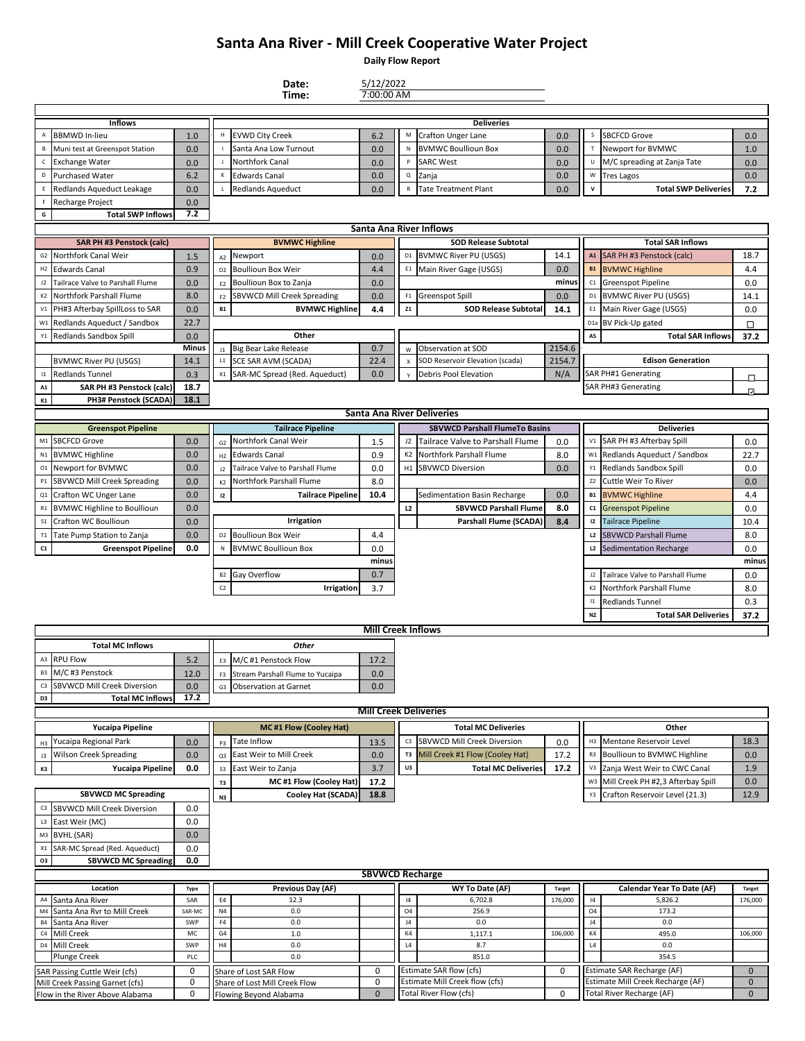# Santa Ana River - Mill Creek Cooperative Water Project

**Daily Flow Report**

**Date:** 5/12/2022
**Time:** 7:00:00 AM

## Inflows / Deliveries

| | Inflows | | | Deliveries | | | Deliveries | | | Deliveries | |
|---|---|---|---|---|---|---|---|---|---|---|---|
| A | BBMWD In-lieu | 1.0 | H | EVWD City Creek | 6.2 | M | Crafton Unger Lane | 0.0 | S | SBCFCD Grove | 0.0 |
| B | Muni test at Greenspot Station | 0.0 | I | Santa Ana Low Turnout | 0.0 | N | BVMWC Boullioun Box | 0.0 | T | Newport for BVMWC | 1.0 |
| C | Exchange Water | 0.0 | J | Northfork Canal | 0.0 | P | SARC West | 0.0 | U | M/C spreading at Zanja Tate | 0.0 |
| D | Purchased Water | 6.2 | K | Edwards Canal | 0.0 | Q | Zanja | 0.0 | W | Tres Lagos | 0.0 |
| E | Redlands Aqueduct Leakage | 0.0 | L | Redlands Aqueduct | 0.0 | R | Tate Treatment Plant | 0.0 | V | **Total SWP Deliveries** | **7.2** |
| F | Recharge Project | 0.0 | | | | | | | | | |
| G | **Total SWP Inflows** | **7.2** | | | | | | | | | |

## Santa Ana River Inflows

| | SAR PH #3 Penstock (calc) | | | BVMWC Highline | | | SOD Release Subtotal | | | Total SAR Inflows | |
|---|---|---|---|---|---|---|---|---|---|---|---|
| G2 | Northfork Canal Weir | 1.5 | A2 | Newport | 0.0 | D1 | BVMWC River PU (USGS) | 14.1 | A1 | SAR PH #3 Penstock (calc) | 18.7 |
| H2 | Edwards Canal | 0.9 | D2 | Boullioun Box Weir | 4.4 | E1 | Main River Gage (USGS) | 0.0 | B1 | BVMWC Highline | 4.4 |
| J2 | Tailrace Valve to Parshall Flume | 0.0 | E2 | Boullioun Box to Zanja | 0.0 | | | minus | C1 | Greenspot Pipeline | 0.0 |
| K2 | Northfork Parshall Flume | 8.0 | F2 | SBVWCD Mill Creek Spreading | 0.0 | F1 | Greenspot Spill | 0.0 | D1 | BVMWC River PU (USGS) | 14.1 |
| V1 | PH#3 Afterbay SpillLoss to SAR | 0.0 | B1 | **BVMWC Highline** | **4.4** | Z1 | **SOD Release Subtotal** | **14.1** | E1 | Main River Gage (USGS) | 0.0 |
| W1 | Redlands Aqueduct / Sandbox | 22.7 | | | | | | | D1a | BV Pick-Up gated | ☐ |
| Y1 | Redlands Sandbox Spill | 0.0 | | **Other** | | | | | A5 | **Total SAR Inflows** | **37.2** |
| | | **Minus** | J1 | Big Bear Lake Release | 0.7 | W | Observation at SOD | 2154.6 | | | |
| | BVMWC River PU (USGS) | 14.1 | L1 | SCE SAR AVM (SCADA) | 22.4 | X | SOD Reservoir Elevation (scada) | 2154.7 | | **Edison Generation** | |
| I1 | Redlands Tunnel | 0.3 | X1 | SAR-MC Spread (Red. Aqueduct) | 0.0 | Y | Debris Pool Elevation | N/A | | SAR PH#1 Generating | ☐ |
| A1 | **SAR PH #3 Penstock (calc)** | **18.7** | | | | | | | | SAR PH#3 Generating | ☑ |
| K1 | **PH3# Penstock (SCADA)** | **18.1** | | | | | | | | | |

## Santa Ana River Deliveries

| | Greenspot Pipeline | | | Tailrace Pipeline | | | SBVWCD Parshall FlumeTo Basins | | | Deliveries | |
|---|---|---|---|---|---|---|---|---|---|---|---|
| M1 | SBCFCD Grove | 0.0 | G2 | Northfork Canal Weir | 1.5 | J2 | Tailrace Valve to Parshall Flume | 0.0 | V1 | SAR PH #3 Afterbay Spill | 0.0 |
| N1 | BVMWC Highline | 0.0 | H2 | Edwards Canal | 0.9 | K2 | Northfork Parshall Flume | 8.0 | W1 | Redlands Aqueduct / Sandbox | 22.7 |
| O1 | Newport for BVMWC | 0.0 | J2 | Tailrace Valve to Parshall Flume | 0.0 | H1 | SBVWCD Diversion | 0.0 | Y1 | Redlands Sandbox Spill | 0.0 |
| P1 | SBVWCD Mill Creek Spreading | 0.0 | K2 | Northfork Parshall Flume | 8.0 | | | | Z2 | Cuttle Weir To River | 0.0 |
| Q1 | Crafton WC Unger Lane | 0.0 | I2 | **Tailrace Pipeline** | **10.4** | | Sedimentation Basin Recharge | 0.0 | B1 | BVMWC Highline | 4.4 |
| R1 | BVMWC Highline to Boullioun | 0.0 | | | | L2 | **SBVWCD Parshall Flume** | **8.0** | C1 | Greenspot Pipeline | 0.0 |
| S1 | Crafton WC Boullioun | 0.0 | | **Irrigation** | | | **Parshall Flume (SCADA)** | **8.4** | I2 | Tailrace Pipeline | 10.4 |
| T1 | Tate Pump Station to Zanja | 0.0 | D2 | Boullioun Box Weir | 4.4 | | | | L2 | SBVWCD Parshall Flume | 8.0 |
| C1 | **Greenspot Pipeline** | **0.0** | N | BVMWC Boullioun Box | 0.0 | | | | L2 | Sedimentation Recharge | 0.0 |
| | | | | | minus | | | | | | minus |
| | | | B2 | Gay Overflow | 0.7 | | | | J2 | Tailrace Valve to Parshall Flume | 0.0 |
| | | | C2 | **Irrigation** | 3.7 | | | | K2 | Northfork Parshall Flume | 8.0 |
| | | | | | | | | | I1 | Redlands Tunnel | 0.3 |
| | | | | | | | | | N2 | **Total SAR Deliveries** | **37.2** |

## Mill Creek Inflows

| | Total MC Inflows | | | *Other* | |
|---|---|---|---|---|---|
| A3 | RPU Flow | 5.2 | E3 | M/C #1 Penstock Flow | 17.2 |
| B3 | M/C #3 Penstock | 12.0 | F3 | Stream Parshall Flume to Yucaipa | 0.0 |
| C3 | SBVWCD Mill Creek Diversion | 0.0 | G3 | Observation at Garnet | 0.0 |
| D3 | **Total MC Inflows** | **17.2** | | | |

## Mill Creek Deliveries

| | Yucaipa Pipeline | | | MC #1 Flow (Cooley Hat) | | | Total MC Deliveries | | | Other | |
|---|---|---|---|---|---|---|---|---|---|---|---|
| H3 | Yucaipa Regional Park | 0.0 | P3 | Tate Inflow | 13.5 | C3 | SBVWCD Mill Creek Diversion | 0.0 | H3 | Mentone Reservoir Level | 18.3 |
| J3 | Wilson Creek Spreading | 0.0 | Q3 | East Weir to Mill Creek | 0.0 | T3 | Mill Creek #1 Flow (Cooley Hat) | 17.2 | R3 | Boullioun to BVMWC Highline | 0.0 |
| K3 | **Yucaipa Pipeline** | **0.0** | S3 | East Weir to Zanja | 3.7 | U3 | **Total MC Deliveries** | **17.2** | V3 | Zanja West Weir to CWC Canal | 1.9 |
| | | | T3 | **MC #1 Flow (Cooley Hat)** | **17.2** | | | | W3 | Mill Creek PH #2,3 Afterbay Spill | 0.0 |
| | **SBVWCD MC Spreading** | | N3 | **Cooley Hat (SCADA)** | **18.8** | | | | Y3 | Crafton Reservoir Level (21.3) | 12.9 |
| C3 | SBVWCD Mill Creek Diversion | 0.0 | | | | | | | | | |
| L3 | East Weir (MC) | 0.0 | | | | | | | | | |
| M3 | BVHL (SAR) | 0.0 | | | | | | | | | |
| X1 | SAR-MC Spread (Red. Aqueduct) | 0.0 | | | | | | | | | |
| O3 | **SBVWCD MC Spreading** | **0.0** | | | | | | | | | |

## SBVWCD Recharge

| | Location | Type | | Previous Day (AF) | | | WY To Date (AF) | Target | | Calendar Year To Date (AF) | Target |
|---|---|---|---|---|---|---|---|---|---|---|---|
| A4 | Santa Ana River | SAR | E4 | 12.3 | | I4 | 6,702.8 | 176,000 | I4 | 5,826.2 | 176,000 |
| M4 | Santa Ana Rvr to Mill Creek | SAR-MC | N4 | 0.0 | | O4 | 256.9 | | O4 | 173.2 | |
| B4 | Santa Ana River | SWP | F4 | 0.0 | | J4 | 0.0 | | J4 | 0.0 | |
| C4 | Mill Creek | MC | G4 | 1.0 | | K4 | 1,117.1 | 106,000 | K4 | 495.0 | 106,000 |
| D4 | Mill Creek | SWP | H4 | 0.0 | | L4 | 8.7 | | L4 | 0.0 | |
| | Plunge Creek | PLC | | 0.0 | | | 851.0 | | | 354.5 | |

| | | | | | | | |
|---|---|---|---|---|---|---|---|
| SAR Passing Cuttle Weir (cfs) | 0 | Share of Lost SAR Flow | 0 | Estimate SAR flow (cfs) | 0 | Estimate SAR Recharge (AF) | 0 |
| Mill Creek Passing Garnet (cfs) | 0 | Share of Lost Mill Creek Flow | 0 | Estimate Mill Creek flow (cfs) | 0 | Estimate Mill Creek Recharge (AF) | 0 |
| Flow in the River Above Alabama | 0 | Flowing Beyond Alabama | 0 | Total River Flow (cfs) | 0 | Total River Recharge (AF) | 0 |